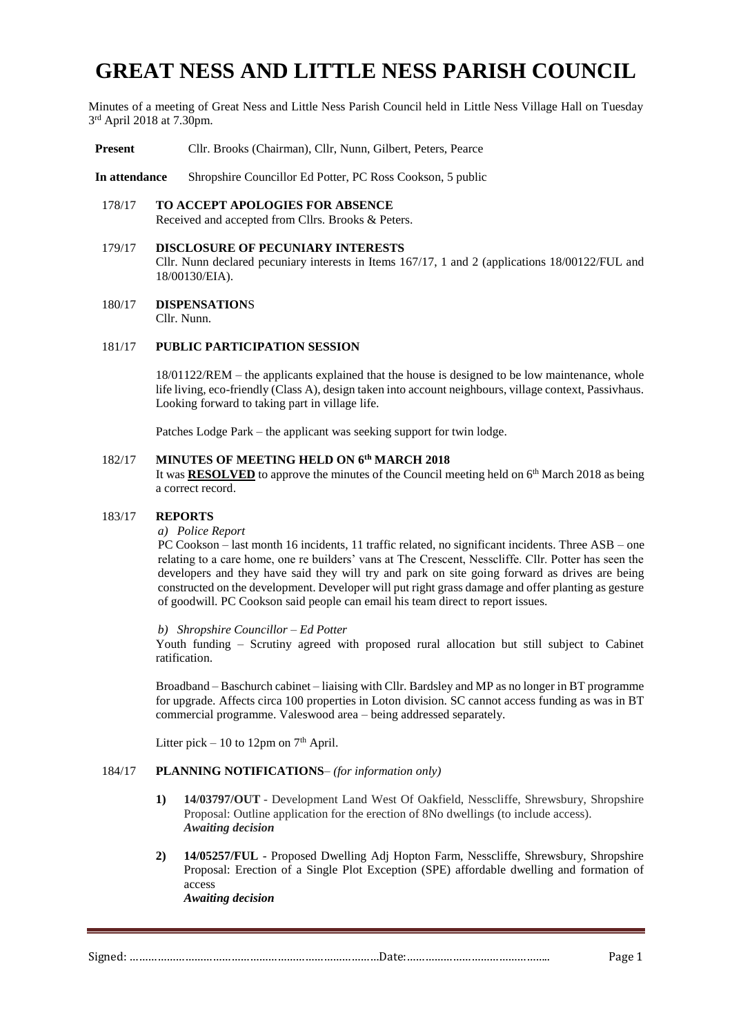# GREAT NESS AND LITTLE NESS PARISH COUNCIL

Minutes of a meeting of Great Ness and Little Ness Parish Council held in Little Ness Village Hall on Tuesday 3rd April 2018 at 7.30pm.

**Present** Cllr. Brooks (Chairman), Cllr, Nunn, Gilbert, Peters, Pearce

**In attendance** Shropshire Councillor Ed Potter, PC Ross Cookson, 5 public

178/17 **TO ACCEPT APOLOGIES FOR ABSENCE**
Received and accepted from Cllrs. Brooks & Peters.

179/17 **DISCLOSURE OF PECUNIARY INTERESTS**
Cllr. Nunn declared pecuniary interests in Items 167/17, 1 and 2 (applications 18/00122/FUL and 18/00130/EIA).

180/17 **DISPENSATIONS**
Cllr. Nunn.

181/17 **PUBLIC PARTICIPATION SESSION**

18/01122/REM – the applicants explained that the house is designed to be low maintenance, whole life living, eco-friendly (Class A), design taken into account neighbours, village context, Passivhaus. Looking forward to taking part in village life.

Patches Lodge Park – the applicant was seeking support for twin lodge.

182/17 **MINUTES OF MEETING HELD ON 6th MARCH 2018**
It was **RESOLVED** to approve the minutes of the Council meeting held on 6th March 2018 as being a correct record.

183/17 **REPORTS**

*a) Police Report*

PC Cookson – last month 16 incidents, 11 traffic related, no significant incidents. Three ASB – one relating to a care home, one re builders' vans at The Crescent, Nesscliffe. Cllr. Potter has seen the developers and they have said they will try and park on site going forward as drives are being constructed on the development. Developer will put right grass damage and offer planting as gesture of goodwill. PC Cookson said people can email his team direct to report issues.

*b) Shropshire Councillor – Ed Potter*

Youth funding – Scrutiny agreed with proposed rural allocation but still subject to Cabinet ratification.

Broadband – Baschurch cabinet – liaising with Cllr. Bardsley and MP as no longer in BT programme for upgrade. Affects circa 100 properties in Loton division. SC cannot access funding as was in BT commercial programme. Valeswood area – being addressed separately.

Litter pick – 10 to 12pm on 7th April.

184/17 **PLANNING NOTIFICATIONS**– *(for information only)*

1) **14/03797/OUT** - Development Land West Of Oakfield, Nesscliffe, Shrewsbury, Shropshire
Proposal: Outline application for the erection of 8No dwellings (to include access).
***Awaiting decision***

2) **14/05257/FUL** - Proposed Dwelling Adj Hopton Farm, Nesscliffe, Shrewsbury, Shropshire
Proposal: Erection of a Single Plot Exception (SPE) affordable dwelling and formation of access
***Awaiting decision***

Signed: ……………………………………………………………………Date:………………………………………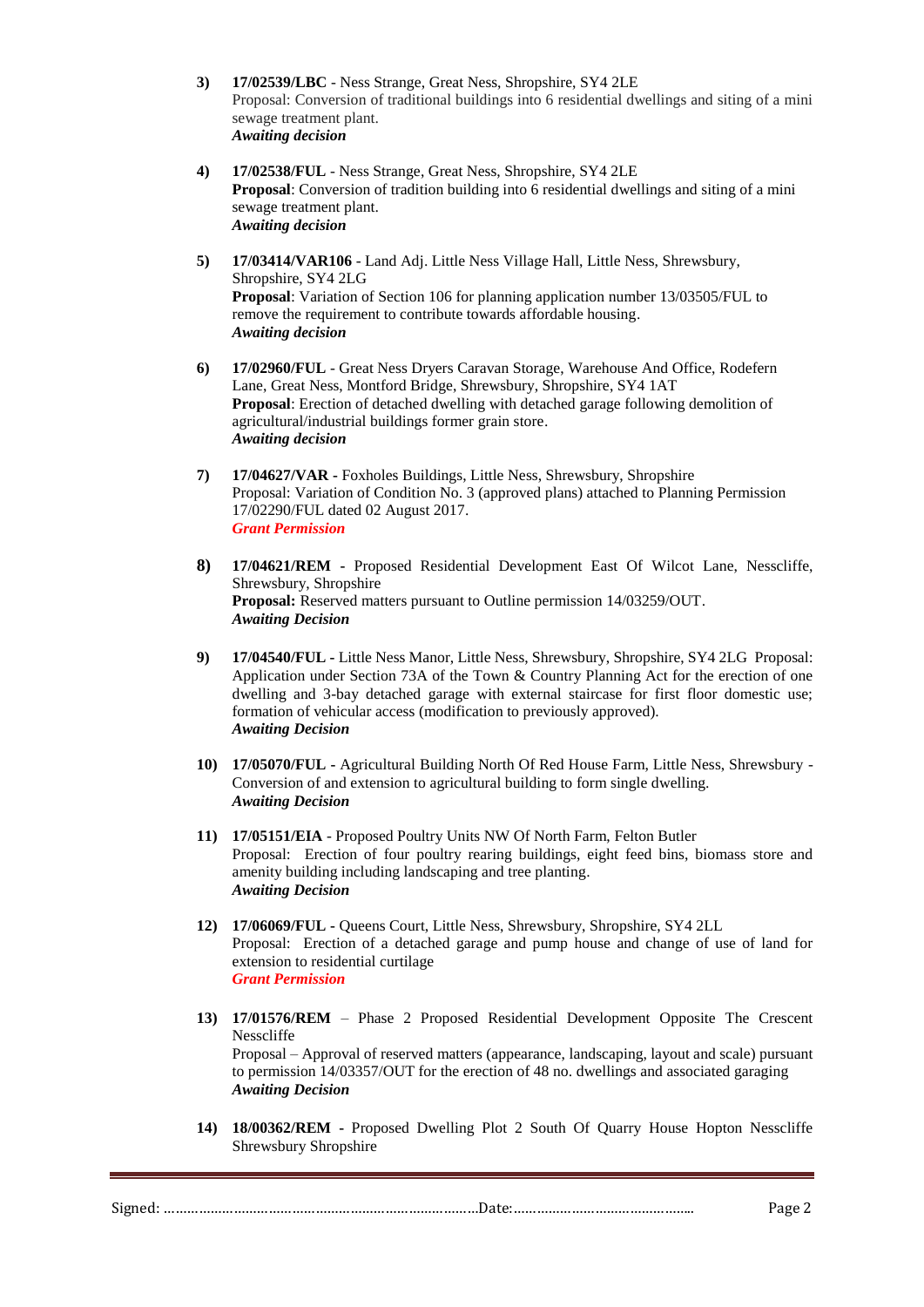3) **17/02539/LBC** - Ness Strange, Great Ness, Shropshire, SY4 2LE
Proposal: Conversion of traditional buildings into 6 residential dwellings and siting of a mini sewage treatment plant.
***Awaiting decision***

4) **17/02538/FUL** - Ness Strange, Great Ness, Shropshire, SY4 2LE
**Proposal**: Conversion of tradition building into 6 residential dwellings and siting of a mini sewage treatment plant.
***Awaiting decision***

5) **17/03414/VAR106** - Land Adj. Little Ness Village Hall, Little Ness, Shrewsbury, Shropshire, SY4 2LG
**Proposal**: Variation of Section 106 for planning application number 13/03505/FUL to remove the requirement to contribute towards affordable housing.
***Awaiting decision***

6) **17/02960/FUL** - Great Ness Dryers Caravan Storage, Warehouse And Office, Rodefern Lane, Great Ness, Montford Bridge, Shrewsbury, Shropshire, SY4 1AT
**Proposal**: Erection of detached dwelling with detached garage following demolition of agricultural/industrial buildings former grain store.
***Awaiting decision***

7) **17/04627/VAR -** Foxholes Buildings, Little Ness, Shrewsbury, Shropshire
Proposal: Variation of Condition No. 3 (approved plans) attached to Planning Permission 17/02290/FUL dated 02 August 2017.
***Grant Permission***

8) **17/04621/REM -** Proposed Residential Development East Of Wilcot Lane, Nesscliffe, Shrewsbury, Shropshire
**Proposal:** Reserved matters pursuant to Outline permission 14/03259/OUT.
***Awaiting Decision***

9) **17/04540/FUL -** Little Ness Manor, Little Ness, Shrewsbury, Shropshire, SY4 2LG Proposal: Application under Section 73A of the Town & Country Planning Act for the erection of one dwelling and 3-bay detached garage with external staircase for first floor domestic use; formation of vehicular access (modification to previously approved).
***Awaiting Decision***

10) **17/05070/FUL -** Agricultural Building North Of Red House Farm, Little Ness, Shrewsbury - Conversion of and extension to agricultural building to form single dwelling.
***Awaiting Decision***

11) **17/05151/EIA** - Proposed Poultry Units NW Of North Farm, Felton Butler
Proposal: Erection of four poultry rearing buildings, eight feed bins, biomass store and amenity building including landscaping and tree planting.
***Awaiting Decision***

12) **17/06069/FUL -** Queens Court, Little Ness, Shrewsbury, Shropshire, SY4 2LL
Proposal: Erection of a detached garage and pump house and change of use of land for extension to residential curtilage
***Grant Permission***

13) **17/01576/REM** – Phase 2 Proposed Residential Development Opposite The Crescent Nesscliffe
Proposal – Approval of reserved matters (appearance, landscaping, layout and scale) pursuant to permission 14/03357/OUT for the erection of 48 no. dwellings and associated garaging
***Awaiting Decision***

14) **18/00362/REM** - Proposed Dwelling Plot 2 South Of Quarry House Hopton Nesscliffe Shrewsbury Shropshire

Signed: ……………………………………………………………………Date:………………………………………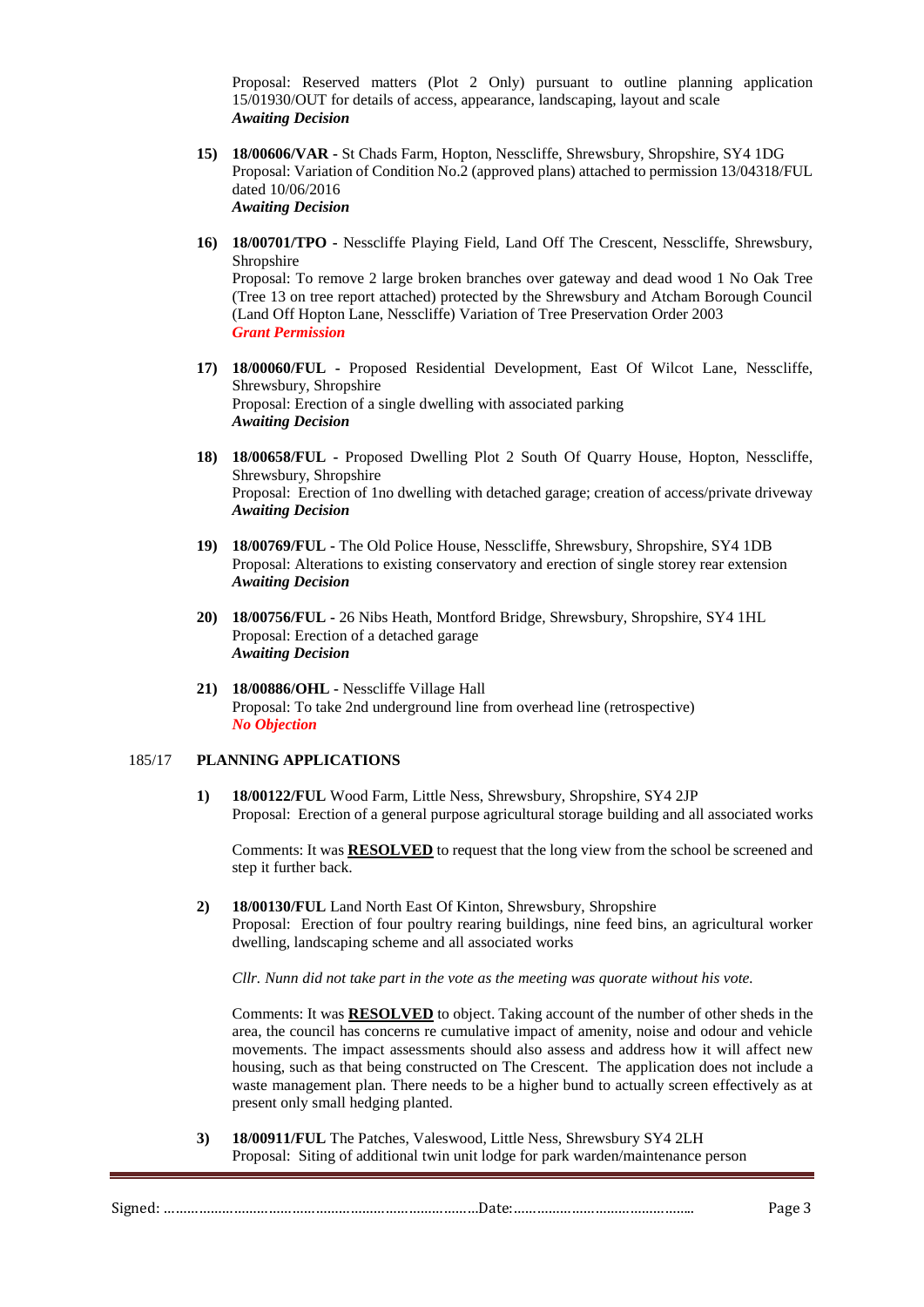Proposal: Reserved matters (Plot 2 Only) pursuant to outline planning application 15/01930/OUT for details of access, appearance, landscaping, layout and scale
***Awaiting Decision***

15) **18/00606/VAR -** St Chads Farm, Hopton, Nesscliffe, Shrewsbury, Shropshire, SY4 1DG
Proposal: Variation of Condition No.2 (approved plans) attached to permission 13/04318/FUL dated 10/06/2016
***Awaiting Decision***

16) **18/00701/TPO -** Nesscliffe Playing Field, Land Off The Crescent, Nesscliffe, Shrewsbury, Shropshire
Proposal: To remove 2 large broken branches over gateway and dead wood 1 No Oak Tree (Tree 13 on tree report attached) protected by the Shrewsbury and Atcham Borough Council (Land Off Hopton Lane, Nesscliffe) Variation of Tree Preservation Order 2003
***Grant Permission***

17) **18/00060/FUL -** Proposed Residential Development, East Of Wilcot Lane, Nesscliffe, Shrewsbury, Shropshire
Proposal: Erection of a single dwelling with associated parking
***Awaiting Decision***

18) **18/00658/FUL -** Proposed Dwelling Plot 2 South Of Quarry House, Hopton, Nesscliffe, Shrewsbury, Shropshire
Proposal: Erection of 1no dwelling with detached garage; creation of access/private driveway
***Awaiting Decision***

19) **18/00769/FUL -** The Old Police House, Nesscliffe, Shrewsbury, Shropshire, SY4 1DB
Proposal: Alterations to existing conservatory and erection of single storey rear extension
***Awaiting Decision***

20) **18/00756/FUL -** 26 Nibs Heath, Montford Bridge, Shrewsbury, Shropshire, SY4 1HL
Proposal: Erection of a detached garage
***Awaiting Decision***

21) **18/00886/OHL -** Nesscliffe Village Hall
Proposal: To take 2nd underground line from overhead line (retrospective)
***No Objection***

185/17 **PLANNING APPLICATIONS**

1) **18/00122/FUL** Wood Farm, Little Ness, Shrewsbury, Shropshire, SY4 2JP
Proposal: Erection of a general purpose agricultural storage building and all associated works

Comments: It was **RESOLVED** to request that the long view from the school be screened and step it further back.

2) **18/00130/FUL** Land North East Of Kinton, Shrewsbury, Shropshire
Proposal: Erection of four poultry rearing buildings, nine feed bins, an agricultural worker dwelling, landscaping scheme and all associated works

*Cllr. Nunn did not take part in the vote as the meeting was quorate without his vote.*

Comments: It was **RESOLVED** to object. Taking account of the number of other sheds in the area, the council has concerns re cumulative impact of amenity, noise and odour and vehicle movements. The impact assessments should also assess and address how it will affect new housing, such as that being constructed on The Crescent. The application does not include a waste management plan. There needs to be a higher bund to actually screen effectively as at present only small hedging planted.

3) **18/00911/FUL** The Patches, Valeswood, Little Ness, Shrewsbury SY4 2LH
Proposal: Siting of additional twin unit lodge for park warden/maintenance person

Signed: ……………………………………………………………………Date:………………………………………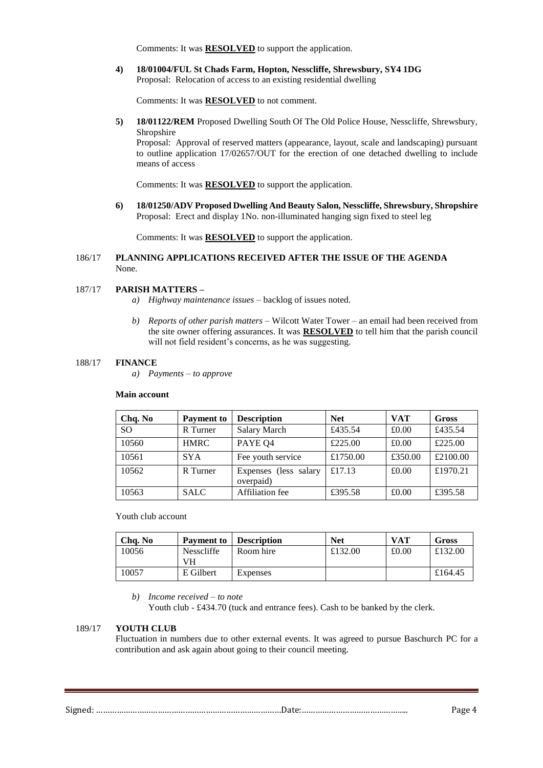Comments: It was **RESOLVED** to support the application.

4) **18/01004/FUL St Chads Farm, Hopton, Nesscliffe, Shrewsbury, SY4 1DG**
Proposal: Relocation of access to an existing residential dwelling

Comments: It was **RESOLVED** to not comment.

5) **18/01122/REM** Proposed Dwelling South Of The Old Police House, Nesscliffe, Shrewsbury, Shropshire
Proposal: Approval of reserved matters (appearance, layout, scale and landscaping) pursuant to outline application 17/02657/OUT for the erection of one detached dwelling to include means of access

Comments: It was **RESOLVED** to support the application.

6) **18/01250/ADV Proposed Dwelling And Beauty Salon, Nesscliffe, Shrewsbury, Shropshire**
Proposal: Erect and display 1No. non-illuminated hanging sign fixed to steel leg

Comments: It was **RESOLVED** to support the application.

186/17 **PLANNING APPLICATIONS RECEIVED AFTER THE ISSUE OF THE AGENDA**
None.

187/17 **PARISH MATTERS –**

a) *Highway maintenance issues* – backlog of issues noted.

b) *Reports of other parish matters* – Wilcott Water Tower – an email had been received from the site owner offering assurances. It was **RESOLVED** to tell him that the parish council will not field resident's concerns, as he was suggesting.

188/17 **FINANCE**

a) *Payments – to approve*

**Main account**

| Chq. No | Payment to | Description | Net | VAT | Gross |
|---|---|---|---|---|---|
| SO | R Turner | Salary March | £435.54 | £0.00 | £435.54 |
| 10560 | HMRC | PAYE Q4 | £225.00 | £0.00 | £225.00 |
| 10561 | SYA | Fee youth service | £1750.00 | £350.00 | £2100.00 |
| 10562 | R Turner | Expenses (less salary overpaid) | £17.13 | £0.00 | £1970.21 |
| 10563 | SALC | Affiliation fee | £395.58 | £0.00 | £395.58 |

Youth club account

| Chq. No | Payment to | Description | Net | VAT | Gross |
|---|---|---|---|---|---|
| 10056 | Nesscliffe VH | Room hire | £132.00 | £0.00 | £132.00 |
| 10057 | E Gilbert | Expenses | | | £164.45 |

b) *Income received – to note*
Youth club - £434.70 (tuck and entrance fees). Cash to be banked by the clerk.

189/17 **YOUTH CLUB**
Fluctuation in numbers due to other external events. It was agreed to pursue Baschurch PC for a contribution and ask again about going to their council meeting.

Signed: ……………………………………………………………………Date:……………………………………..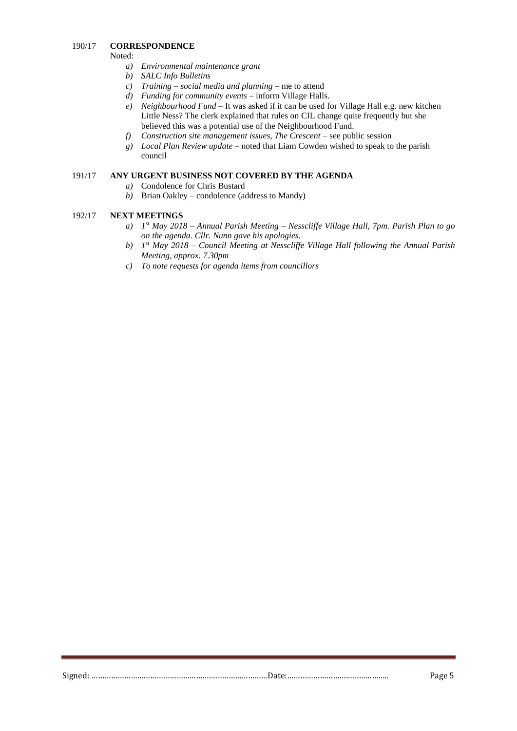190/17 **CORRESPONDENCE**

Noted:

a) *Environmental maintenance grant*
b) *SALC Info Bulletins*
c) *Training – social media and planning* – me to attend
d) *Funding for community events* – inform Village Halls.
e) *Neighbourhood Fund* – It was asked if it can be used for Village Hall e.g. new kitchen Little Ness? The clerk explained that rules on CIL change quite frequently but she believed this was a potential use of the Neighbourhood Fund.
f) *Construction site management issues, The Crescent* – see public session
g) *Local Plan Review update* – noted that Liam Cowden wished to speak to the parish council

191/17 **ANY URGENT BUSINESS NOT COVERED BY THE AGENDA**

a) Condolence for Chris Bustard
b) Brian Oakley – condolence (address to Mandy)

192/17 **NEXT MEETINGS**

a) *1st May 2018 – Annual Parish Meeting – Nesscliffe Village Hall, 7pm. Parish Plan to go on the agenda. Cllr. Nunn gave his apologies.*
b) *1st May 2018 – Council Meeting at Nesscliffe Village Hall following the Annual Parish Meeting, approx. 7.30pm*
c) *To note requests for agenda items from councillors*

Signed: ………………………………………………………………Date:………………………………….